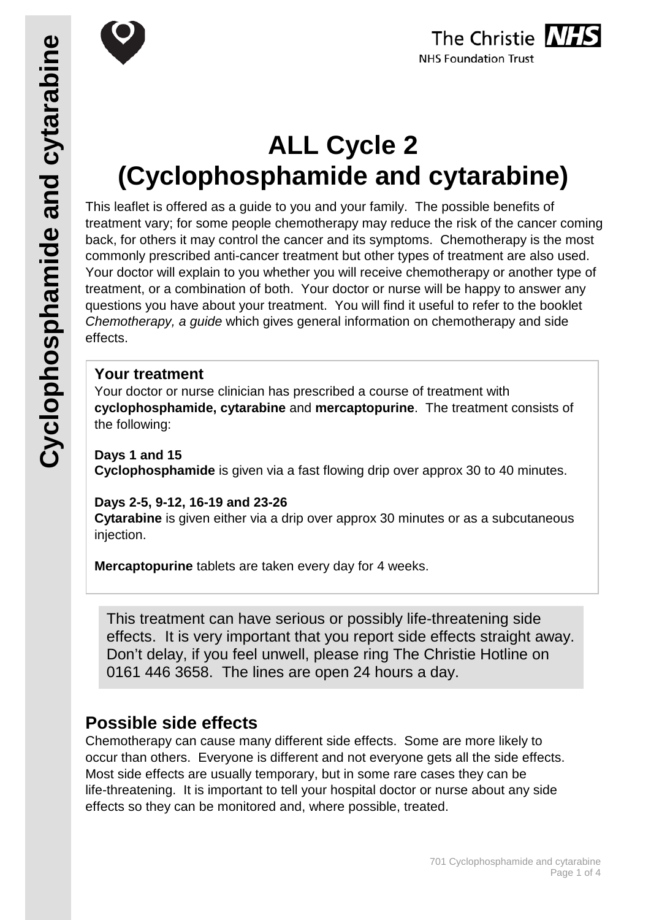# ALL Cycle 2 (Cyclophosphamide and cytarabine)

This leaflet is offered as a guide to you and your family. The possible benefits of treatment vary; for some people chemotherapy may reduce the risk of the cancer coming back, for others it may control the cancer and its symptoms. Chemotherapy is the most commonly prescribed anti-cancer treatment but other types of treatment are also used. Your doctor will explain to you whether you will receive chemotherapy or another type of treatment, or a combination of both. Your doctor or nurse will be happy to answer any questions you have about your treatment. You will find it useful to refer to the booklet *Chemotherapy, a guide* which gives general information on chemotherapy and side effects.

## Your treatment

Your doctor or nurse clinician has prescribed a course of treatment with **cyclophosphamide, cytarabine** and **mercaptopurine**. The treatment consists of the following:

**Days 1 and 15**
**Cyclophosphamide** is given via a fast flowing drip over approx 30 to 40 minutes.

**Days 2-5, 9-12, 16-19 and 23-26**
**Cytarabine** is given either via a drip over approx 30 minutes or as a subcutaneous injection.

**Mercaptopurine** tablets are taken every day for 4 weeks.

This treatment can have serious or possibly life-threatening side effects. It is very important that you report side effects straight away. Don't delay, if you feel unwell, please ring The Christie Hotline on 0161 446 3658. The lines are open 24 hours a day.

## Possible side effects

Chemotherapy can cause many different side effects. Some are more likely to occur than others. Everyone is different and not everyone gets all the side effects. Most side effects are usually temporary, but in some rare cases they can be life-threatening. It is important to tell your hospital doctor or nurse about any side effects so they can be monitored and, where possible, treated.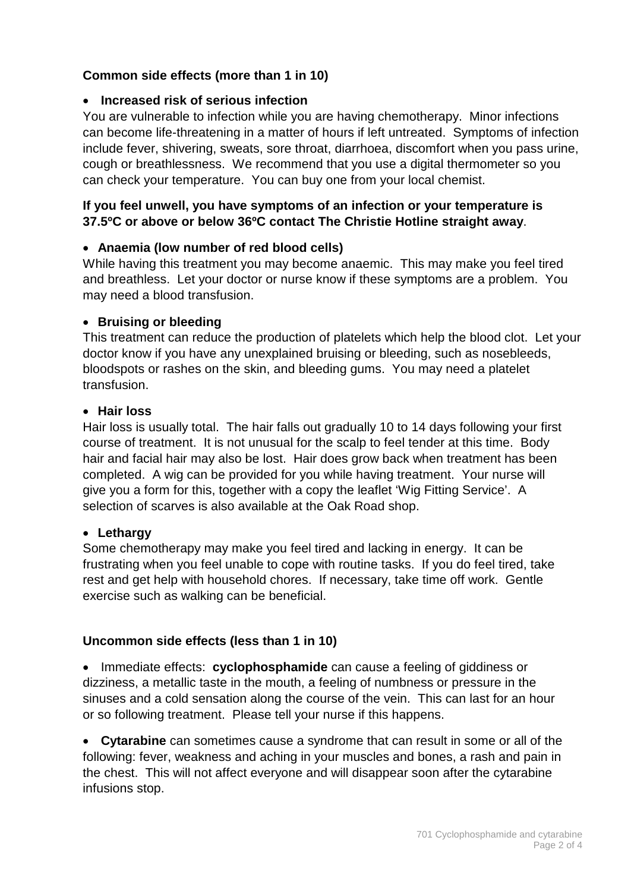## Common side effects (more than 1 in 10)

- **Increased risk of serious infection**

You are vulnerable to infection while you are having chemotherapy. Minor infections can become life-threatening in a matter of hours if left untreated. Symptoms of infection include fever, shivering, sweats, sore throat, diarrhoea, discomfort when you pass urine, cough or breathlessness. We recommend that you use a digital thermometer so you can check your temperature. You can buy one from your local chemist.

**If you feel unwell, you have symptoms of an infection or your temperature is 37.5ºC or above or below 36ºC contact The Christie Hotline straight away**.

- **Anaemia (low number of red blood cells)**

While having this treatment you may become anaemic. This may make you feel tired and breathless. Let your doctor or nurse know if these symptoms are a problem. You may need a blood transfusion.

- **Bruising or bleeding**

This treatment can reduce the production of platelets which help the blood clot. Let your doctor know if you have any unexplained bruising or bleeding, such as nosebleeds, bloodspots or rashes on the skin, and bleeding gums. You may need a platelet transfusion.

- **Hair loss**

Hair loss is usually total. The hair falls out gradually 10 to 14 days following your first course of treatment. It is not unusual for the scalp to feel tender at this time. Body hair and facial hair may also be lost. Hair does grow back when treatment has been completed. A wig can be provided for you while having treatment. Your nurse will give you a form for this, together with a copy the leaflet 'Wig Fitting Service'. A selection of scarves is also available at the Oak Road shop.

- **Lethargy**

Some chemotherapy may make you feel tired and lacking in energy. It can be frustrating when you feel unable to cope with routine tasks. If you do feel tired, take rest and get help with household chores. If necessary, take time off work. Gentle exercise such as walking can be beneficial.

## Uncommon side effects (less than 1 in 10)

- Immediate effects: **cyclophosphamide** can cause a feeling of giddiness or dizziness, a metallic taste in the mouth, a feeling of numbness or pressure in the sinuses and a cold sensation along the course of the vein. This can last for an hour or so following treatment. Please tell your nurse if this happens.

- **Cytarabine** can sometimes cause a syndrome that can result in some or all of the following: fever, weakness and aching in your muscles and bones, a rash and pain in the chest. This will not affect everyone and will disappear soon after the cytarabine infusions stop.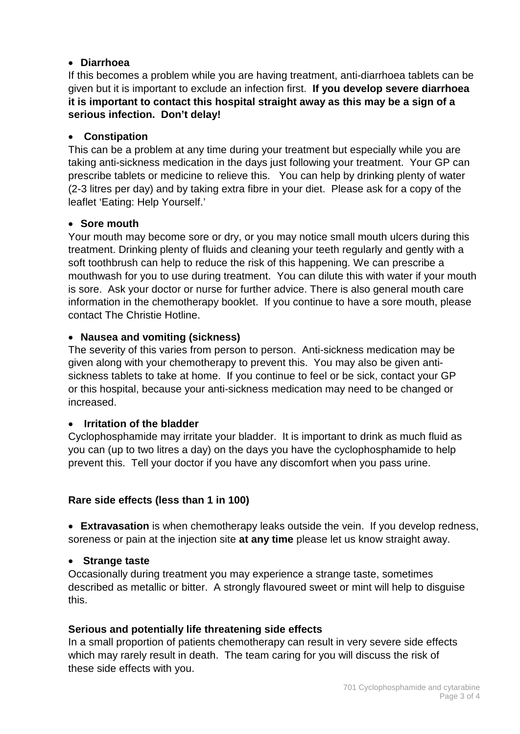- **Diarrhoea**

If this becomes a problem while you are having treatment, anti-diarrhoea tablets can be given but it is important to exclude an infection first. **If you develop severe diarrhoea it is important to contact this hospital straight away as this may be a sign of a serious infection. Don't delay!**

- **Constipation**

This can be a problem at any time during your treatment but especially while you are taking anti-sickness medication in the days just following your treatment. Your GP can prescribe tablets or medicine to relieve this. You can help by drinking plenty of water (2-3 litres per day) and by taking extra fibre in your diet. Please ask for a copy of the leaflet 'Eating: Help Yourself.'

- **Sore mouth**

Your mouth may become sore or dry, or you may notice small mouth ulcers during this treatment. Drinking plenty of fluids and cleaning your teeth regularly and gently with a soft toothbrush can help to reduce the risk of this happening. We can prescribe a mouthwash for you to use during treatment. You can dilute this with water if your mouth is sore. Ask your doctor or nurse for further advice. There is also general mouth care information in the chemotherapy booklet. If you continue to have a sore mouth, please contact The Christie Hotline.

- **Nausea and vomiting (sickness)**

The severity of this varies from person to person. Anti-sickness medication may be given along with your chemotherapy to prevent this. You may also be given anti-sickness tablets to take at home. If you continue to feel or be sick, contact your GP or this hospital, because your anti-sickness medication may need to be changed or increased.

- **Irritation of the bladder**

Cyclophosphamide may irritate your bladder. It is important to drink as much fluid as you can (up to two litres a day) on the days you have the cyclophosphamide to help prevent this. Tell your doctor if you have any discomfort when you pass urine.

**Rare side effects (less than 1 in 100)**

- **Extravasation** is when chemotherapy leaks outside the vein. If you develop redness, soreness or pain at the injection site **at any time** please let us know straight away.

- **Strange taste**

Occasionally during treatment you may experience a strange taste, sometimes described as metallic or bitter. A strongly flavoured sweet or mint will help to disguise this.

**Serious and potentially life threatening side effects**

In a small proportion of patients chemotherapy can result in very severe side effects which may rarely result in death. The team caring for you will discuss the risk of these side effects with you.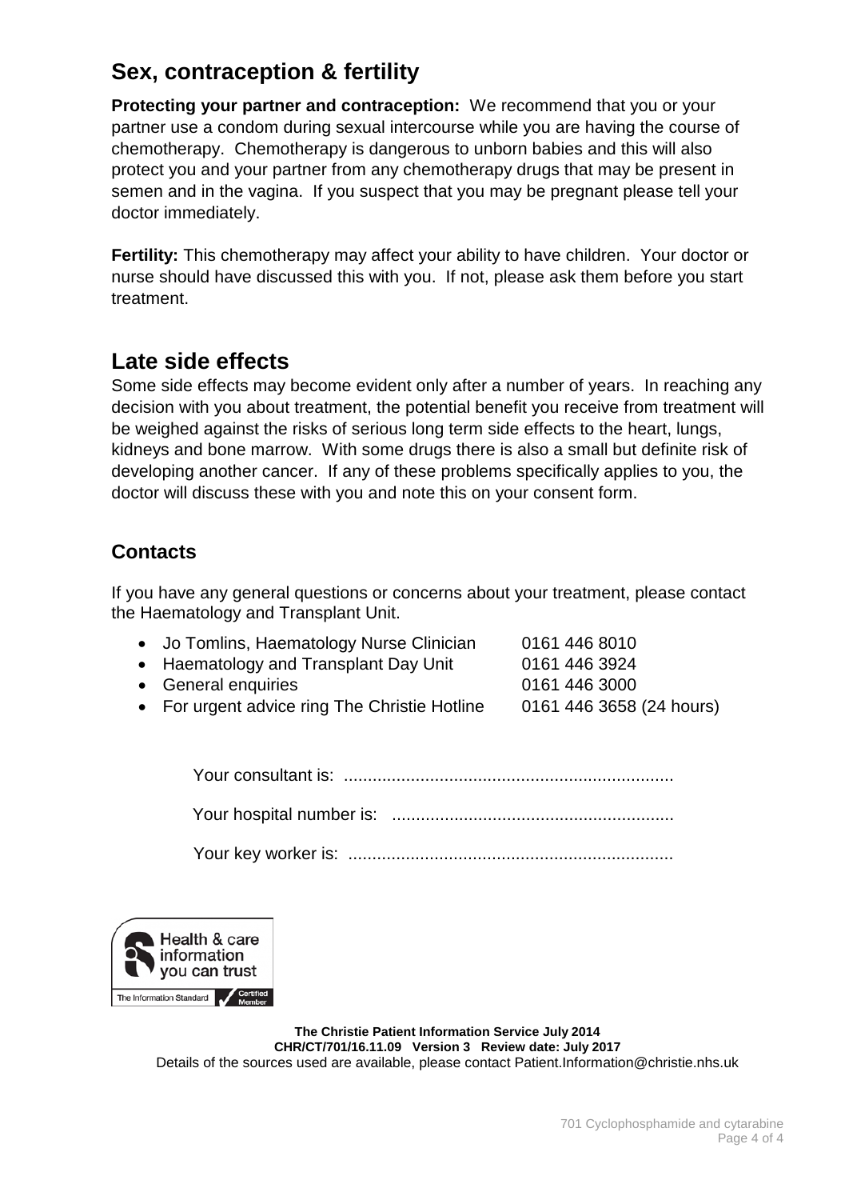## Sex, contraception & fertility

**Protecting your partner and contraception:** We recommend that you or your partner use a condom during sexual intercourse while you are having the course of chemotherapy. Chemotherapy is dangerous to unborn babies and this will also protect you and your partner from any chemotherapy drugs that may be present in semen and in the vagina. If you suspect that you may be pregnant please tell your doctor immediately.

**Fertility:** This chemotherapy may affect your ability to have children. Your doctor or nurse should have discussed this with you. If not, please ask them before you start treatment.

## Late side effects

Some side effects may become evident only after a number of years. In reaching any decision with you about treatment, the potential benefit you receive from treatment will be weighed against the risks of serious long term side effects to the heart, lungs, kidneys and bone marrow. With some drugs there is also a small but definite risk of developing another cancer. If any of these problems specifically applies to you, the doctor will discuss these with you and note this on your consent form.

### Contacts

If you have any general questions or concerns about your treatment, please contact the Haematology and Transplant Unit.

- Jo Tomlins, Haematology Nurse Clinician 0161 446 8010
- Haematology and Transplant Day Unit 0161 446 3924
- General enquiries 0161 446 3000
- For urgent advice ring The Christie Hotline 0161 446 3658 (24 hours)

Your consultant is: ....................................................................

Your hospital number is: ..........................................................

Your key worker is: ...................................................................

Health & care information you can trust

The Information Standard Certified Member

**The Christie Patient Information Service July 2014**
**CHR/CT/701/16.11.09 Version 3 Review date: July 2017**
Details of the sources used are available, please contact Patient.Information@christie.nhs.uk